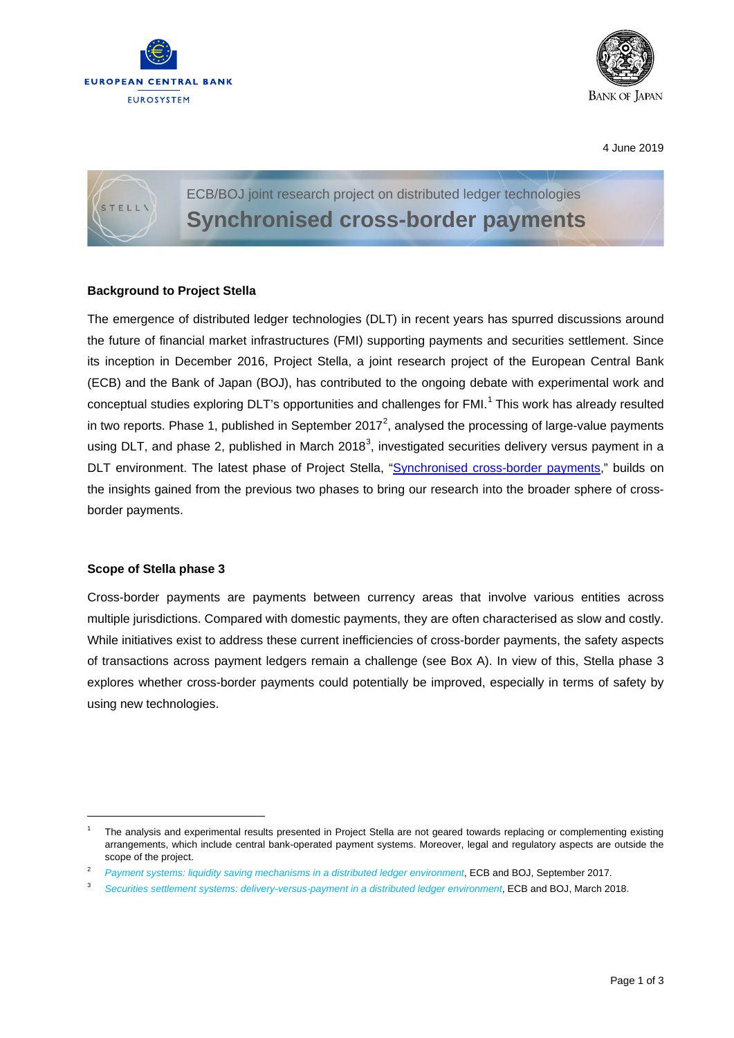EUROPEAN CENTRAL BANK
EUROSYSTEM

BANK OF JAPAN

4 June 2019

ECB/BOJ joint research project on distributed ledger technologies

# Synchronised cross-border payments

### Background to Project Stella

The emergence of distributed ledger technologies (DLT) in recent years has spurred discussions around the future of financial market infrastructures (FMI) supporting payments and securities settlement. Since its inception in December 2016, Project Stella, a joint research project of the European Central Bank (ECB) and the Bank of Japan (BOJ), has contributed to the ongoing debate with experimental work and conceptual studies exploring DLT's opportunities and challenges for FMI.[1] This work has already resulted in two reports. Phase 1, published in September 2017[2], analysed the processing of large-value payments using DLT, and phase 2, published in March 2018[3], investigated securities delivery versus payment in a DLT environment. The latest phase of Project Stella, "Synchronised cross-border payments," builds on the insights gained from the previous two phases to bring our research into the broader sphere of cross-border payments.

### Scope of Stella phase 3

Cross-border payments are payments between currency areas that involve various entities across multiple jurisdictions. Compared with domestic payments, they are often characterised as slow and costly. While initiatives exist to address these current inefficiencies of cross-border payments, the safety aspects of transactions across payment ledgers remain a challenge (see Box A). In view of this, Stella phase 3 explores whether cross-border payments could potentially be improved, especially in terms of safety by using new technologies.

---

[1] The analysis and experimental results presented in Project Stella are not geared towards replacing or complementing existing arrangements, which include central bank-operated payment systems. Moreover, legal and regulatory aspects are outside the scope of the project.

[2] *Payment systems: liquidity saving mechanisms in a distributed ledger environment*, ECB and BOJ, September 2017.

[3] *Securities settlement systems: delivery-versus-payment in a distributed ledger environment*, ECB and BOJ, March 2018.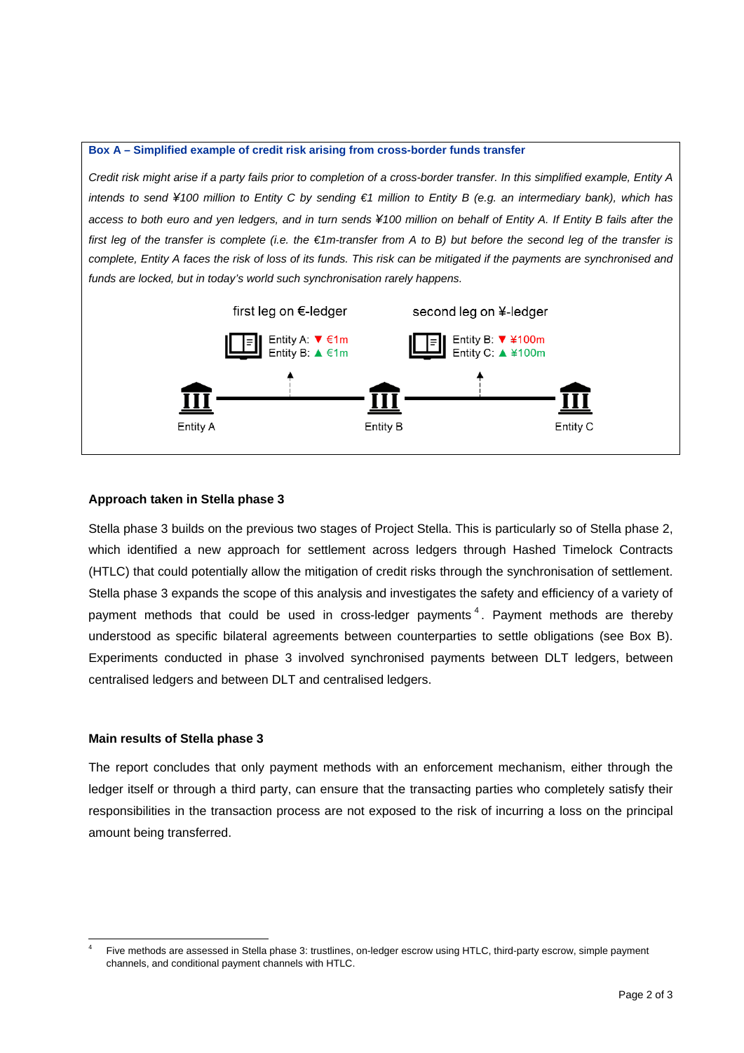**Box A – Simplified example of credit risk arising from cross-border funds transfer**

*Credit risk might arise if a party fails prior to completion of a cross-border transfer. In this simplified example, Entity A intends to send ¥100 million to Entity C by sending €1 million to Entity B (e.g. an intermediary bank), which has access to both euro and yen ledgers, and in turn sends ¥100 million on behalf of Entity A. If Entity B fails after the first leg of the transfer is complete (i.e. the €1m-transfer from A to B) but before the second leg of the transfer is complete, Entity A faces the risk of loss of its funds. This risk can be mitigated if the payments are synchronised and funds are locked, but in today's world such synchronisation rarely happens.*

first leg on €-ledger

Entity A: ▼ €1m
Entity B: ▲ €1m

second leg on ¥-ledger

Entity B: ▼ ¥100m
Entity C: ▲ ¥100m

Entity A — Entity B — Entity C

### Approach taken in Stella phase 3

Stella phase 3 builds on the previous two stages of Project Stella. This is particularly so of Stella phase 2, which identified a new approach for settlement across ledgers through Hashed Timelock Contracts (HTLC) that could potentially allow the mitigation of credit risks through the synchronisation of settlement. Stella phase 3 expands the scope of this analysis and investigates the safety and efficiency of a variety of payment methods that could be used in cross-ledger payments[4]. Payment methods are thereby understood as specific bilateral agreements between counterparties to settle obligations (see Box B). Experiments conducted in phase 3 involved synchronised payments between DLT ledgers, between centralised ledgers and between DLT and centralised ledgers.

### Main results of Stella phase 3

The report concludes that only payment methods with an enforcement mechanism, either through the ledger itself or through a third party, can ensure that the transacting parties who completely satisfy their responsibilities in the transaction process are not exposed to the risk of incurring a loss on the principal amount being transferred.

---

[4] Five methods are assessed in Stella phase 3: trustlines, on-ledger escrow using HTLC, third-party escrow, simple payment channels, and conditional payment channels with HTLC.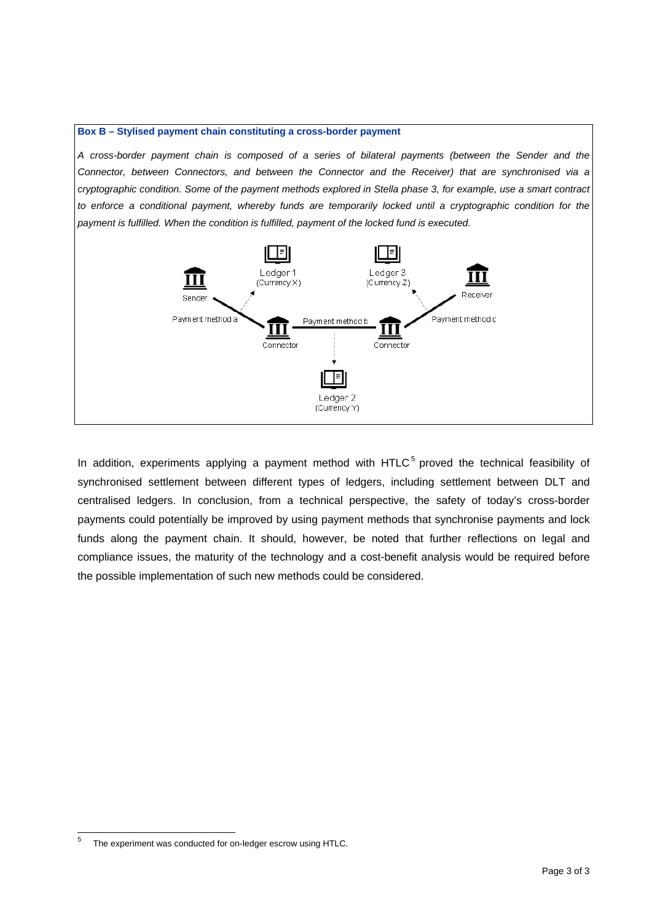**Box B – Stylised payment chain constituting a cross-border payment**

*A cross-border payment chain is composed of a series of bilateral payments (between the Sender and the Connector, between Connectors, and between the Connector and the Receiver) that are synchronised via a cryptographic condition. Some of the payment methods explored in Stella phase 3, for example, use a smart contract to enforce a conditional payment, whereby funds are temporarily locked until a cryptographic condition for the payment is fulfilled. When the condition is fulfilled, payment of the locked fund is executed.*

Ledger 1
(Currency X)

Ledger 3
(Currency Z)

Sender

Receiver

Payment method a

Payment method b

Payment method c

Connector

Connector

Ledger 2
(Currency Y)

In addition, experiments applying a payment method with HTLC[5] proved the technical feasibility of synchronised settlement between different types of ledgers, including settlement between DLT and centralised ledgers. In conclusion, from a technical perspective, the safety of today's cross-border payments could potentially be improved by using payment methods that synchronise payments and lock funds along the payment chain. It should, however, be noted that further reflections on legal and compliance issues, the maturity of the technology and a cost-benefit analysis would be required before the possible implementation of such new methods could be considered.

[5] The experiment was conducted for on-ledger escrow using HTLC.